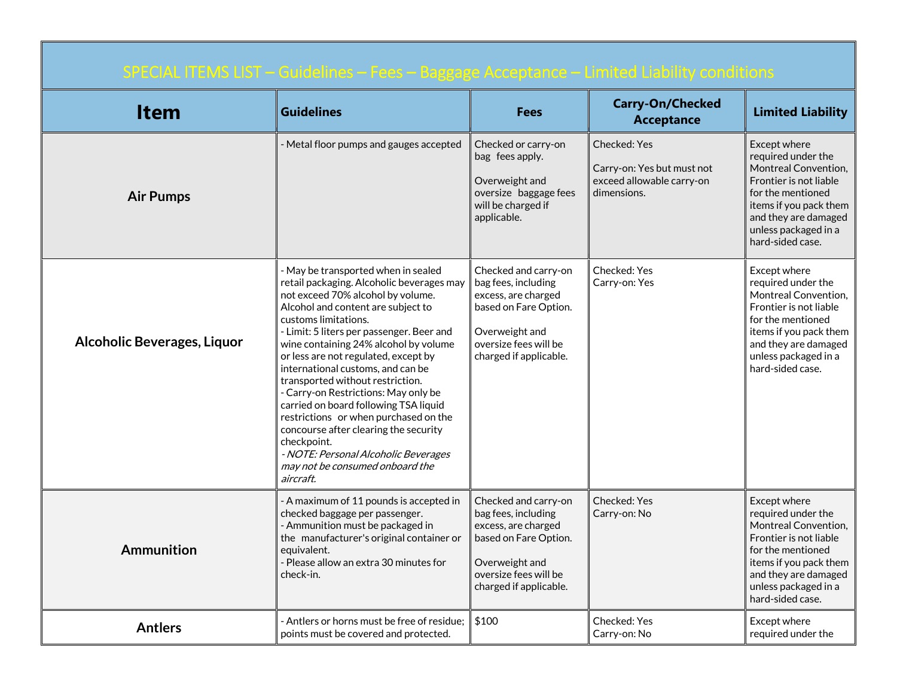# SPECIAL ITEMS LIST – Guidelines – Fees – Baggage Acceptance – Limited Liability conditions

| Item | Guidelines | Fees | Carry-On/Checked Acceptance | Limited Liability |
|---|---|---|---|---|
| **Air Pumps** | - Metal floor pumps and gauges accepted | Checked or carry-on bag fees apply.<br><br>Overweight and oversize baggage fees will be charged if applicable. | Checked: Yes<br><br>Carry-on: Yes but must not exceed allowable carry-on dimensions. | Except where required under the Montreal Convention, Frontier is not liable for the mentioned items if you pack them and they are damaged unless packaged in a hard-sided case. |
| **Alcoholic Beverages, Liquor** | - May be transported when in sealed retail packaging. Alcoholic beverages may not exceed 70% alcohol by volume. Alcohol and content are subject to customs limitations.<br>- Limit: 5 liters per passenger. Beer and wine containing 24% alcohol by volume or less are not regulated, except by international customs, and can be transported without restriction.<br>- Carry-on Restrictions: May only be carried on board following TSA liquid restrictions or when purchased on the concourse after clearing the security checkpoint.<br>*- NOTE: Personal Alcoholic Beverages may not be consumed onboard the aircraft.* | Checked and carry-on bag fees, including excess, are charged based on Fare Option.<br><br>Overweight and oversize fees will be charged if applicable. | Checked: Yes<br>Carry-on: Yes | Except where required under the Montreal Convention, Frontier is not liable for the mentioned items if you pack them and they are damaged unless packaged in a hard-sided case. |
| **Ammunition** | - A maximum of 11 pounds is accepted in checked baggage per passenger.<br>- Ammunition must be packaged in the manufacturer's original container or equivalent.<br>- Please allow an extra 30 minutes for check-in. | Checked and carry-on bag fees, including excess, are charged based on Fare Option.<br><br>Overweight and oversize fees will be charged if applicable. | Checked: Yes<br>Carry-on: No | Except where required under the Montreal Convention, Frontier is not liable for the mentioned items if you pack them and they are damaged unless packaged in a hard-sided case. |
| **Antlers** | - Antlers or horns must be free of residue; points must be covered and protected. | $100 | Checked: Yes<br>Carry-on: No | Except where required under the |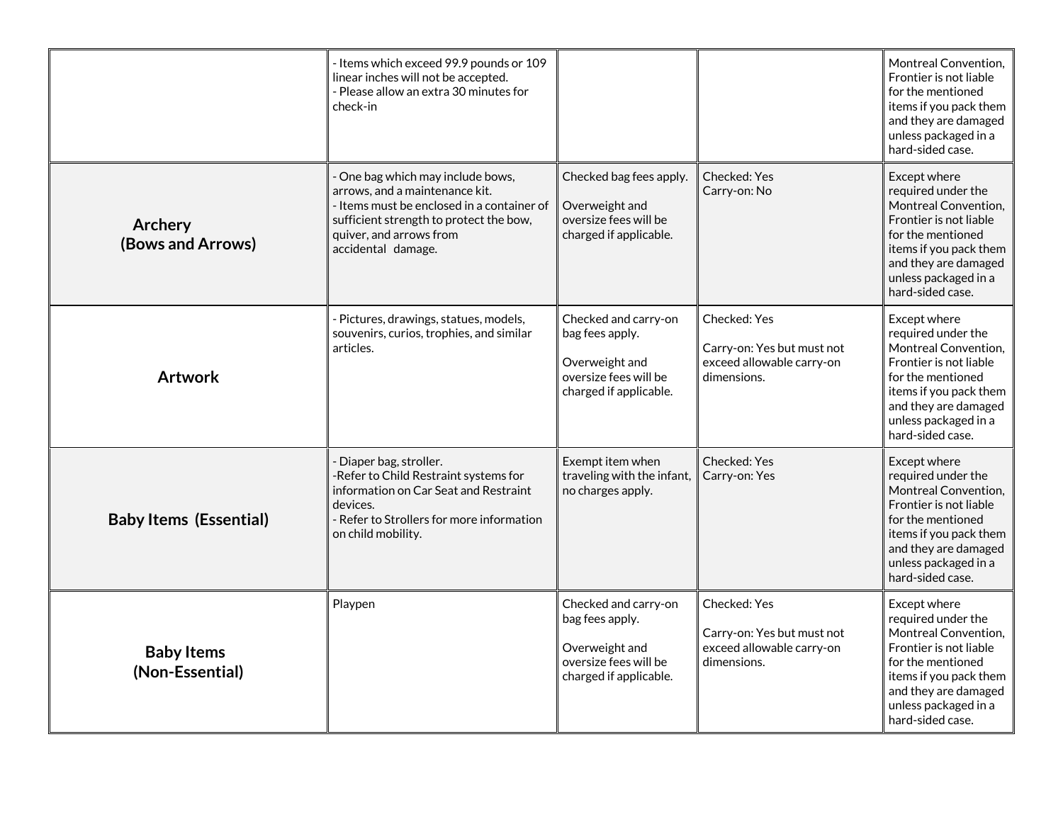| | | | | |
|---|---|---|---|---|
| | - Items which exceed 99.9 pounds or 109 linear inches will not be accepted.<br>- Please allow an extra 30 minutes for check-in | | | Montreal Convention, Frontier is not liable for the mentioned items if you pack them and they are damaged unless packaged in a hard-sided case. |
| **Archery (Bows and Arrows)** | - One bag which may include bows, arrows, and a maintenance kit.<br>- Items must be enclosed in a container of sufficient strength to protect the bow, quiver, and arrows from accidental damage. | Checked bag fees apply.<br><br>Overweight and oversize fees will be charged if applicable. | Checked: Yes<br>Carry-on: No | Except where required under the Montreal Convention, Frontier is not liable for the mentioned items if you pack them and they are damaged unless packaged in a hard-sided case. |
| **Artwork** | - Pictures, drawings, statues, models, souvenirs, curios, trophies, and similar articles. | Checked and carry-on bag fees apply.<br><br>Overweight and oversize fees will be charged if applicable. | Checked: Yes<br><br>Carry-on: Yes but must not exceed allowable carry-on dimensions. | Except where required under the Montreal Convention, Frontier is not liable for the mentioned items if you pack them and they are damaged unless packaged in a hard-sided case. |
| **Baby Items (Essential)** | - Diaper bag, stroller.<br>-Refer to Child Restraint systems for information on Car Seat and Restraint devices.<br>- Refer to Strollers for more information on child mobility. | Exempt item when traveling with the infant, no charges apply. | Checked: Yes<br>Carry-on: Yes | Except where required under the Montreal Convention, Frontier is not liable for the mentioned items if you pack them and they are damaged unless packaged in a hard-sided case. |
| **Baby Items (Non-Essential)** | Playpen | Checked and carry-on bag fees apply.<br><br>Overweight and oversize fees will be charged if applicable. | Checked: Yes<br><br>Carry-on: Yes but must not exceed allowable carry-on dimensions. | Except where required under the Montreal Convention, Frontier is not liable for the mentioned items if you pack them and they are damaged unless packaged in a hard-sided case. |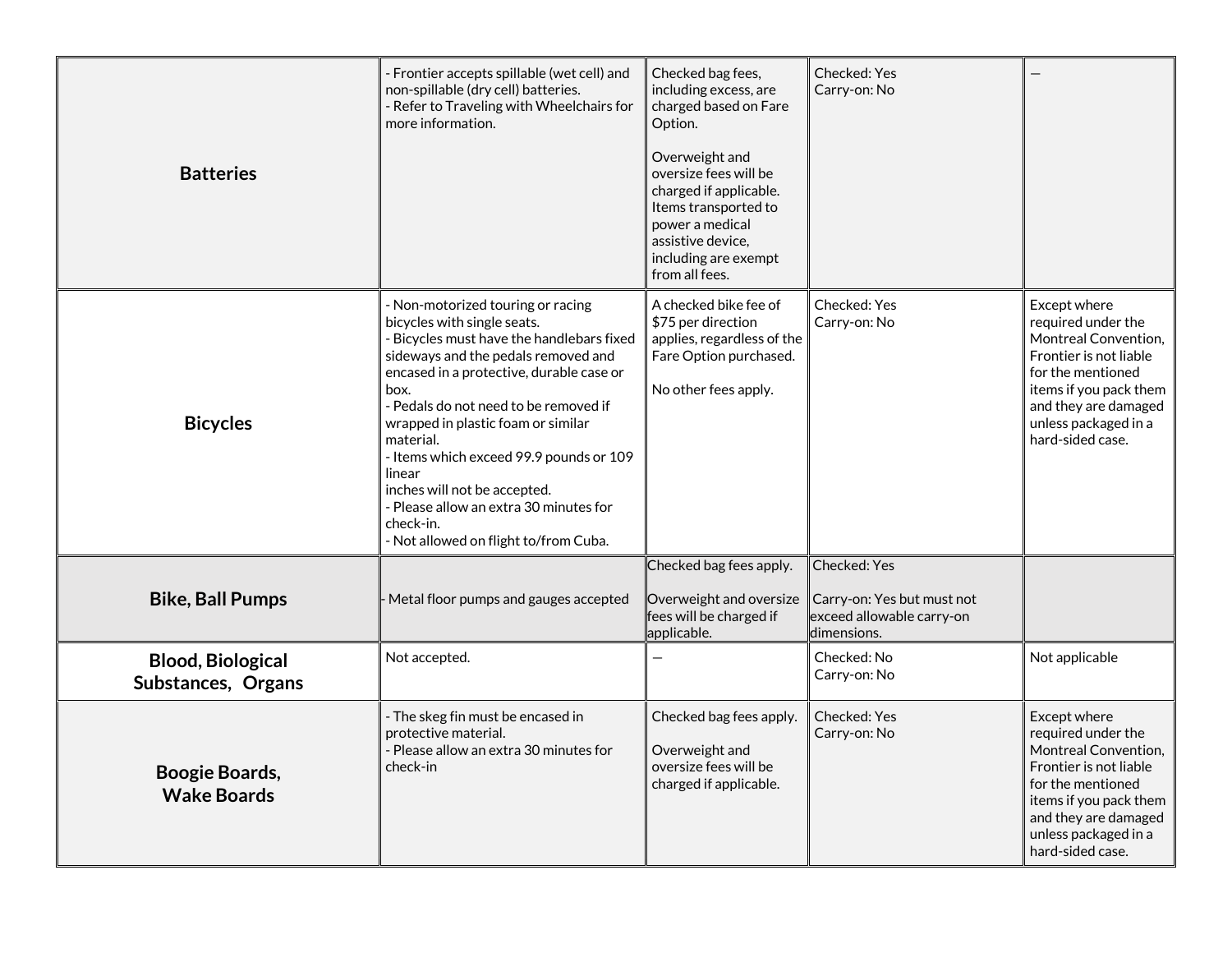| | | | | |
|---|---|---|---|---|
| **Batteries** | - Frontier accepts spillable (wet cell) and non-spillable (dry cell) batteries.<br>- Refer to Traveling with Wheelchairs for more information. | Checked bag fees, including excess, are charged based on Fare Option.<br><br>Overweight and oversize fees will be charged if applicable. Items transported to power a medical assistive device, including are exempt from all fees. | Checked: Yes<br>Carry-on: No | — |
| **Bicycles** | - Non-motorized touring or racing bicycles with single seats.<br>- Bicycles must have the handlebars fixed sideways and the pedals removed and encased in a protective, durable case or box.<br>- Pedals do not need to be removed if wrapped in plastic foam or similar material.<br>- Items which exceed 99.9 pounds or 109 linear inches will not be accepted.<br>- Please allow an extra 30 minutes for check-in.<br>- Not allowed on flight to/from Cuba. | A checked bike fee of $75 per direction applies, regardless of the Fare Option purchased.<br><br>No other fees apply. | Checked: Yes<br>Carry-on: No | Except where required under the Montreal Convention, Frontier is not liable for the mentioned items if you pack them and they are damaged unless packaged in a hard-sided case. |
| **Bike, Ball Pumps** | - Metal floor pumps and gauges accepted | Checked bag fees apply.<br><br>Overweight and oversize fees will be charged if applicable. | Checked: Yes<br><br>Carry-on: Yes but must not exceed allowable carry-on dimensions. | |
| **Blood, Biological Substances, Organs** | Not accepted. | — | Checked: No<br>Carry-on: No | Not applicable |
| **Boogie Boards, Wake Boards** | - The skeg fin must be encased in protective material.<br>- Please allow an extra 30 minutes for check-in | Checked bag fees apply.<br><br>Overweight and oversize fees will be charged if applicable. | Checked: Yes<br>Carry-on: No | Except where required under the Montreal Convention, Frontier is not liable for the mentioned items if you pack them and they are damaged unless packaged in a hard-sided case. |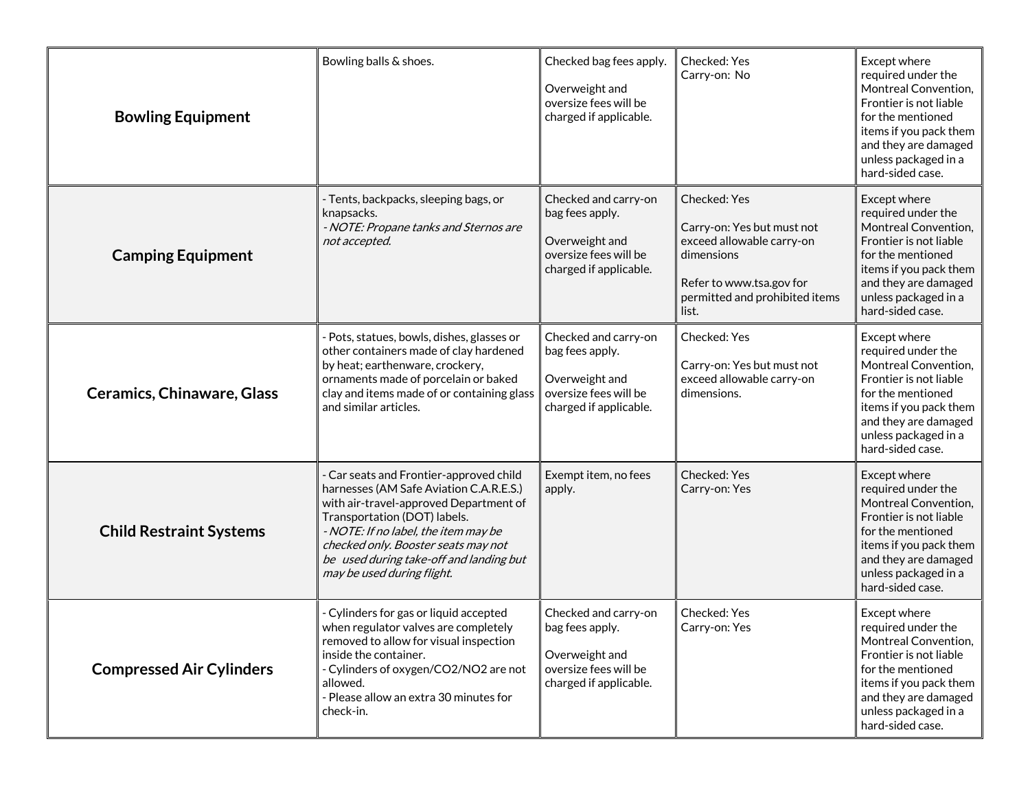| | | | | |
|---|---|---|---|---|
| **Bowling Equipment** | Bowling balls & shoes. | Checked bag fees apply.<br><br>Overweight and oversize fees will be charged if applicable. | Checked: Yes<br>Carry-on: No | Except where required under the Montreal Convention, Frontier is not liable for the mentioned items if you pack them and they are damaged unless packaged in a hard-sided case. |
| **Camping Equipment** | - Tents, backpacks, sleeping bags, or knapsacks.<br>*- NOTE: Propane tanks and Sternos are not accepted.* | Checked and carry-on bag fees apply.<br><br>Overweight and oversize fees will be charged if applicable. | Checked: Yes<br><br>Carry-on: Yes but must not exceed allowable carry-on dimensions<br><br>Refer to www.tsa.gov for permitted and prohibited items list. | Except where required under the Montreal Convention, Frontier is not liable for the mentioned items if you pack them and they are damaged unless packaged in a hard-sided case. |
| **Ceramics, Chinaware, Glass** | - Pots, statues, bowls, dishes, glasses or other containers made of clay hardened by heat; earthenware, crockery, ornaments made of porcelain or baked clay and items made of or containing glass and similar articles. | Checked and carry-on bag fees apply.<br><br>Overweight and oversize fees will be charged if applicable. | Checked: Yes<br><br>Carry-on: Yes but must not exceed allowable carry-on dimensions. | Except where required under the Montreal Convention, Frontier is not liable for the mentioned items if you pack them and they are damaged unless packaged in a hard-sided case. |
| **Child Restraint Systems** | - Car seats and Frontier-approved child harnesses (AM Safe Aviation C.A.R.E.S.) with air-travel-approved Department of Transportation (DOT) labels.<br>*- NOTE: If no label, the item may be checked only. Booster seats may not be used during take-off and landing but may be used during flight.* | Exempt item, no fees apply. | Checked: Yes<br>Carry-on: Yes | Except where required under the Montreal Convention, Frontier is not liable for the mentioned items if you pack them and they are damaged unless packaged in a hard-sided case. |
| **Compressed Air Cylinders** | - Cylinders for gas or liquid accepted when regulator valves are completely removed to allow for visual inspection inside the container.<br>- Cylinders of oxygen/CO2/NO2 are not allowed.<br>- Please allow an extra 30 minutes for check-in. | Checked and carry-on bag fees apply.<br><br>Overweight and oversize fees will be charged if applicable. | Checked: Yes<br>Carry-on: Yes | Except where required under the Montreal Convention, Frontier is not liable for the mentioned items if you pack them and they are damaged unless packaged in a hard-sided case. |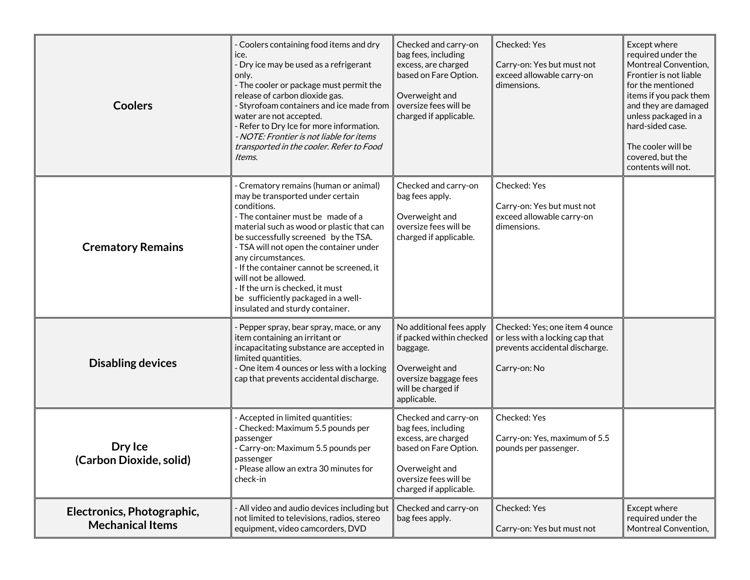| | | | | |
|---|---|---|---|---|
| **Coolers** | - Coolers containing food items and dry ice.<br>- Dry ice may be used as a refrigerant only.<br>- The cooler or package must permit the release of carbon dioxide gas.<br>- Styrofoam containers and ice made from water are not accepted.<br>- Refer to Dry Ice for more information.<br>*- NOTE: Frontier is not liable for items transported in the cooler. Refer to Food Items.* | Checked and carry-on bag fees, including excess, are charged based on Fare Option.<br><br>Overweight and oversize fees will be charged if applicable. | Checked: Yes<br><br>Carry-on: Yes but must not exceed allowable carry-on dimensions. | Except where required under the Montreal Convention, Frontier is not liable for the mentioned items if you pack them and they are damaged unless packaged in a hard-sided case.<br><br>The cooler will be covered, but the contents will not. |
| **Crematory Remains** | - Crematory remains (human or animal) may be transported under certain conditions.<br>- The container must be made of a material such as wood or plastic that can be successfully screened by the TSA.<br>- TSA will not open the container under any circumstances.<br>- If the container cannot be screened, it will not be allowed.<br>- If the urn is checked, it must be sufficiently packaged in a well-insulated and sturdy container. | Checked and carry-on bag fees apply.<br><br>Overweight and oversize fees will be charged if applicable. | Checked: Yes<br><br>Carry-on: Yes but must not exceed allowable carry-on dimensions. | |
| **Disabling devices** | - Pepper spray, bear spray, mace, or any item containing an irritant or incapacitating substance are accepted in limited quantities.<br>- One item 4 ounces or less with a locking cap that prevents accidental discharge. | No additional fees apply if packed within checked baggage.<br><br>Overweight and oversize baggage fees will be charged if applicable. | Checked: Yes; one item 4 ounce or less with a locking cap that prevents accidental discharge.<br><br>Carry-on: No | |
| **Dry Ice (Carbon Dioxide, solid)** | - Accepted in limited quantities:<br>- Checked: Maximum 5.5 pounds per passenger<br>- Carry-on: Maximum 5.5 pounds per passenger<br>- Please allow an extra 30 minutes for check-in | Checked and carry-on bag fees, including excess, are charged based on Fare Option.<br><br>Overweight and oversize fees will be charged if applicable. | Checked: Yes<br><br>Carry-on: Yes, maximum of 5.5 pounds per passenger. | |
| **Electronics, Photographic, Mechanical Items** | - All video and audio devices including but not limited to televisions, radios, stereo equipment, video camcorders, DVD | Checked and carry-on bag fees apply. | Checked: Yes<br><br>Carry-on: Yes but must not | Except where required under the Montreal Convention, |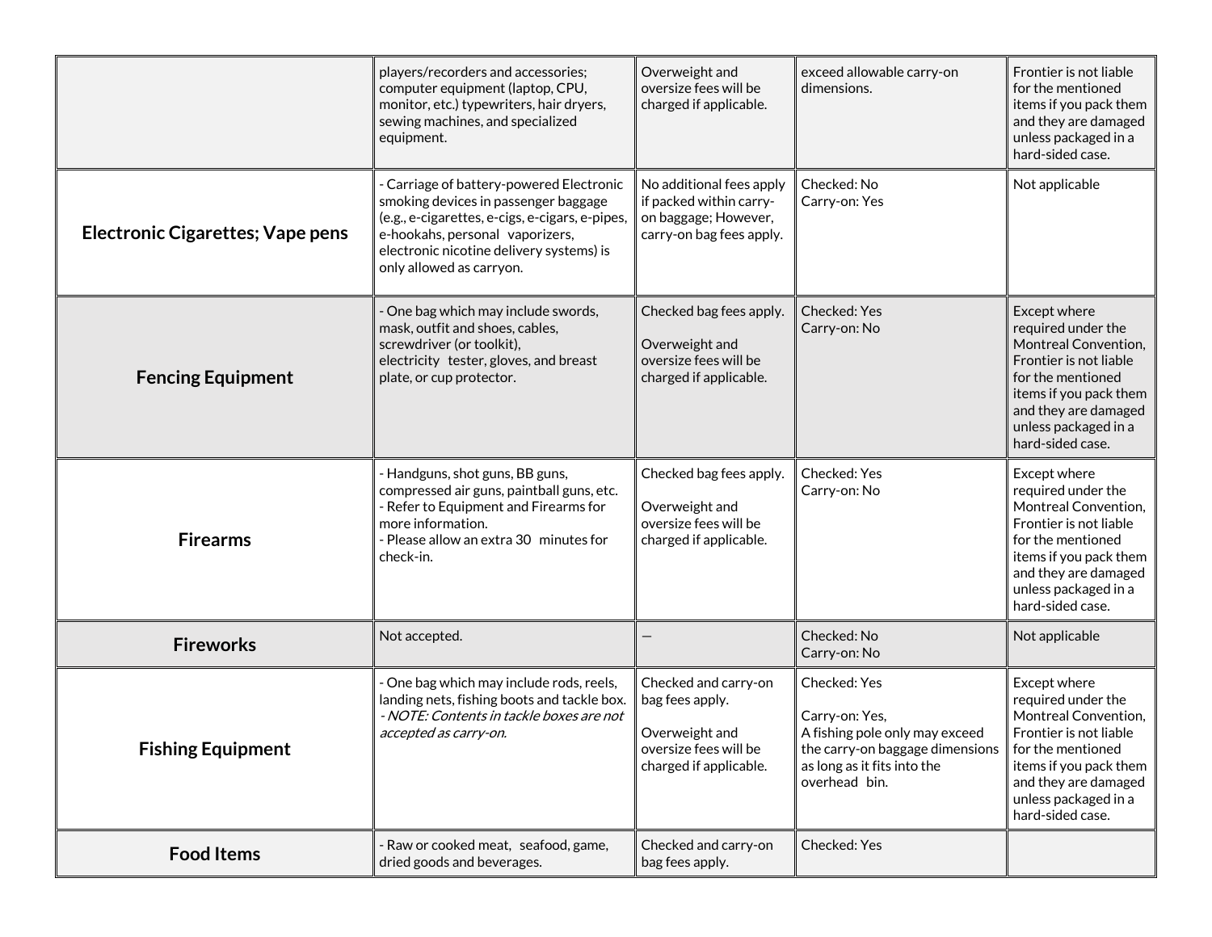| | | | | |
|---|---|---|---|---|
| | players/recorders and accessories; computer equipment (laptop, CPU, monitor, etc.) typewriters, hair dryers, sewing machines, and specialized equipment. | Overweight and oversize fees will be charged if applicable. | exceed allowable carry-on dimensions. | Frontier is not liable for the mentioned items if you pack them and they are damaged unless packaged in a hard-sided case. |
| **Electronic Cigarettes; Vape pens** | - Carriage of battery-powered Electronic smoking devices in passenger baggage (e.g., e-cigarettes, e-cigs, e-cigars, e-pipes, e-hookahs, personal vaporizers, electronic nicotine delivery systems) is only allowed as carryon. | No additional fees apply if packed within carry-on baggage; However, carry-on bag fees apply. | Checked: No<br>Carry-on: Yes | Not applicable |
| **Fencing Equipment** | - One bag which may include swords, mask, outfit and shoes, cables, screwdriver (or toolkit), electricity tester, gloves, and breast plate, or cup protector. | Checked bag fees apply.<br><br>Overweight and oversize fees will be charged if applicable. | Checked: Yes<br>Carry-on: No | Except where required under the Montreal Convention, Frontier is not liable for the mentioned items if you pack them and they are damaged unless packaged in a hard-sided case. |
| **Firearms** | - Handguns, shot guns, BB guns, compressed air guns, paintball guns, etc.<br>- Refer to Equipment and Firearms for more information.<br>- Please allow an extra 30 minutes for check-in. | Checked bag fees apply.<br><br>Overweight and oversize fees will be charged if applicable. | Checked: Yes<br>Carry-on: No | Except where required under the Montreal Convention, Frontier is not liable for the mentioned items if you pack them and they are damaged unless packaged in a hard-sided case. |
| **Fireworks** | Not accepted. | — | Checked: No<br>Carry-on: No | Not applicable |
| **Fishing Equipment** | - One bag which may include rods, reels, landing nets, fishing boots and tackle box.<br>*- NOTE: Contents in tackle boxes are not accepted as carry-on.* | Checked and carry-on bag fees apply.<br><br>Overweight and oversize fees will be charged if applicable. | Checked: Yes<br><br>Carry-on: Yes,<br>A fishing pole only may exceed the carry-on baggage dimensions as long as it fits into the overhead bin. | Except where required under the Montreal Convention, Frontier is not liable for the mentioned items if you pack them and they are damaged unless packaged in a hard-sided case. |
| **Food Items** | - Raw or cooked meat, seafood, game, dried goods and beverages. | Checked and carry-on bag fees apply. | Checked: Yes | |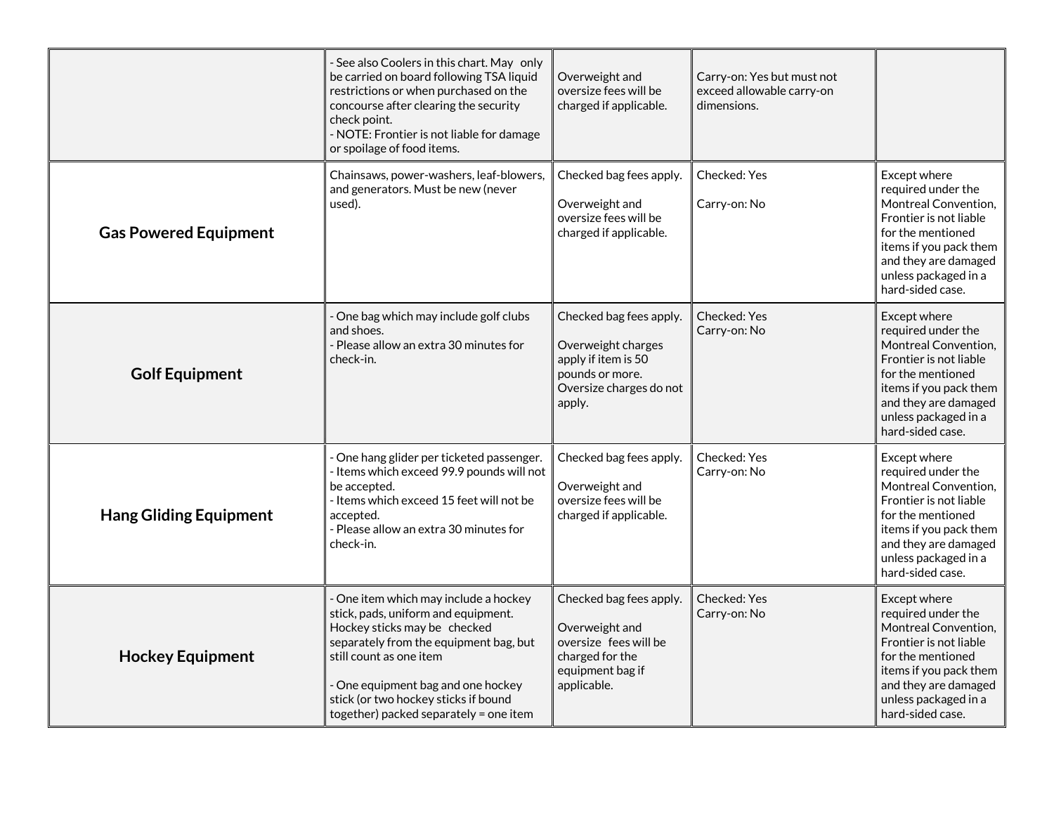| | | | | |
|---|---|---|---|---|
| | - See also Coolers in this chart. May only be carried on board following TSA liquid restrictions or when purchased on the concourse after clearing the security check point.<br>- NOTE: Frontier is not liable for damage or spoilage of food items. | Overweight and oversize fees will be charged if applicable. | Carry-on: Yes but must not exceed allowable carry-on dimensions. | |
| **Gas Powered Equipment** | Chainsaws, power-washers, leaf-blowers, and generators. Must be new (never used). | Checked bag fees apply.<br><br>Overweight and oversize fees will be charged if applicable. | Checked: Yes<br><br>Carry-on: No | Except where required under the Montreal Convention, Frontier is not liable for the mentioned items if you pack them and they are damaged unless packaged in a hard-sided case. |
| **Golf Equipment** | - One bag which may include golf clubs and shoes.<br>- Please allow an extra 30 minutes for check-in. | Checked bag fees apply.<br><br>Overweight charges apply if item is 50 pounds or more. Oversize charges do not apply. | Checked: Yes<br>Carry-on: No | Except where required under the Montreal Convention, Frontier is not liable for the mentioned items if you pack them and they are damaged unless packaged in a hard-sided case. |
| **Hang Gliding Equipment** | - One hang glider per ticketed passenger.<br>- Items which exceed 99.9 pounds will not be accepted.<br>- Items which exceed 15 feet will not be accepted.<br>- Please allow an extra 30 minutes for check-in. | Checked bag fees apply.<br><br>Overweight and oversize fees will be charged if applicable. | Checked: Yes<br>Carry-on: No | Except where required under the Montreal Convention, Frontier is not liable for the mentioned items if you pack them and they are damaged unless packaged in a hard-sided case. |
| **Hockey Equipment** | - One item which may include a hockey stick, pads, uniform and equipment. Hockey sticks may be checked separately from the equipment bag, but still count as one item<br><br>- One equipment bag and one hockey stick (or two hockey sticks if bound together) packed separately = one item | Checked bag fees apply.<br><br>Overweight and oversize fees will be charged for the equipment bag if applicable. | Checked: Yes<br>Carry-on: No | Except where required under the Montreal Convention, Frontier is not liable for the mentioned items if you pack them and they are damaged unless packaged in a hard-sided case. |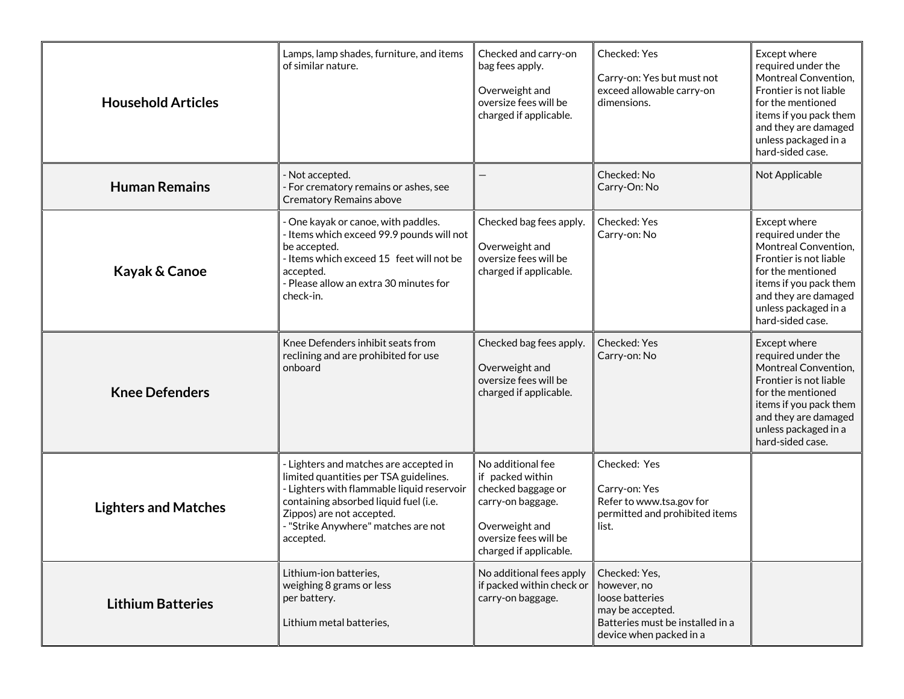| | | | | |
|---|---|---|---|---|
| **Household Articles** | Lamps, lamp shades, furniture, and items of similar nature. | Checked and carry-on bag fees apply.<br><br>Overweight and oversize fees will be charged if applicable. | Checked: Yes<br><br>Carry-on: Yes but must not exceed allowable carry-on dimensions. | Except where required under the Montreal Convention, Frontier is not liable for the mentioned items if you pack them and they are damaged unless packaged in a hard-sided case. |
| **Human Remains** | - Not accepted.<br>- For crematory remains or ashes, see Crematory Remains above | — | Checked: No<br>Carry-On: No | Not Applicable |
| **Kayak & Canoe** | - One kayak or canoe, with paddles.<br>- Items which exceed 99.9 pounds will not be accepted.<br>- Items which exceed 15 feet will not be accepted.<br>- Please allow an extra 30 minutes for check-in. | Checked bag fees apply.<br><br>Overweight and oversize fees will be charged if applicable. | Checked: Yes<br>Carry-on: No | Except where required under the Montreal Convention, Frontier is not liable for the mentioned items if you pack them and they are damaged unless packaged in a hard-sided case. |
| **Knee Defenders** | Knee Defenders inhibit seats from reclining and are prohibited for use onboard | Checked bag fees apply.<br><br>Overweight and oversize fees will be charged if applicable. | Checked: Yes<br>Carry-on: No | Except where required under the Montreal Convention, Frontier is not liable for the mentioned items if you pack them and they are damaged unless packaged in a hard-sided case. |
| **Lighters and Matches** | - Lighters and matches are accepted in limited quantities per TSA guidelines.<br>- Lighters with flammable liquid reservoir containing absorbed liquid fuel (i.e. Zippos) are not accepted.<br>- "Strike Anywhere" matches are not accepted. | No additional fee if packed within checked baggage or carry-on baggage.<br><br>Overweight and oversize fees will be charged if applicable. | Checked: Yes<br><br>Carry-on: Yes<br>Refer to www.tsa.gov for permitted and prohibited items list. | |
| **Lithium Batteries** | Lithium-ion batteries, weighing 8 grams or less per battery.<br><br>Lithium metal batteries, | No additional fees apply if packed within check or carry-on baggage. | Checked: Yes, however, no loose batteries may be accepted.<br>Batteries must be installed in a device when packed in a | |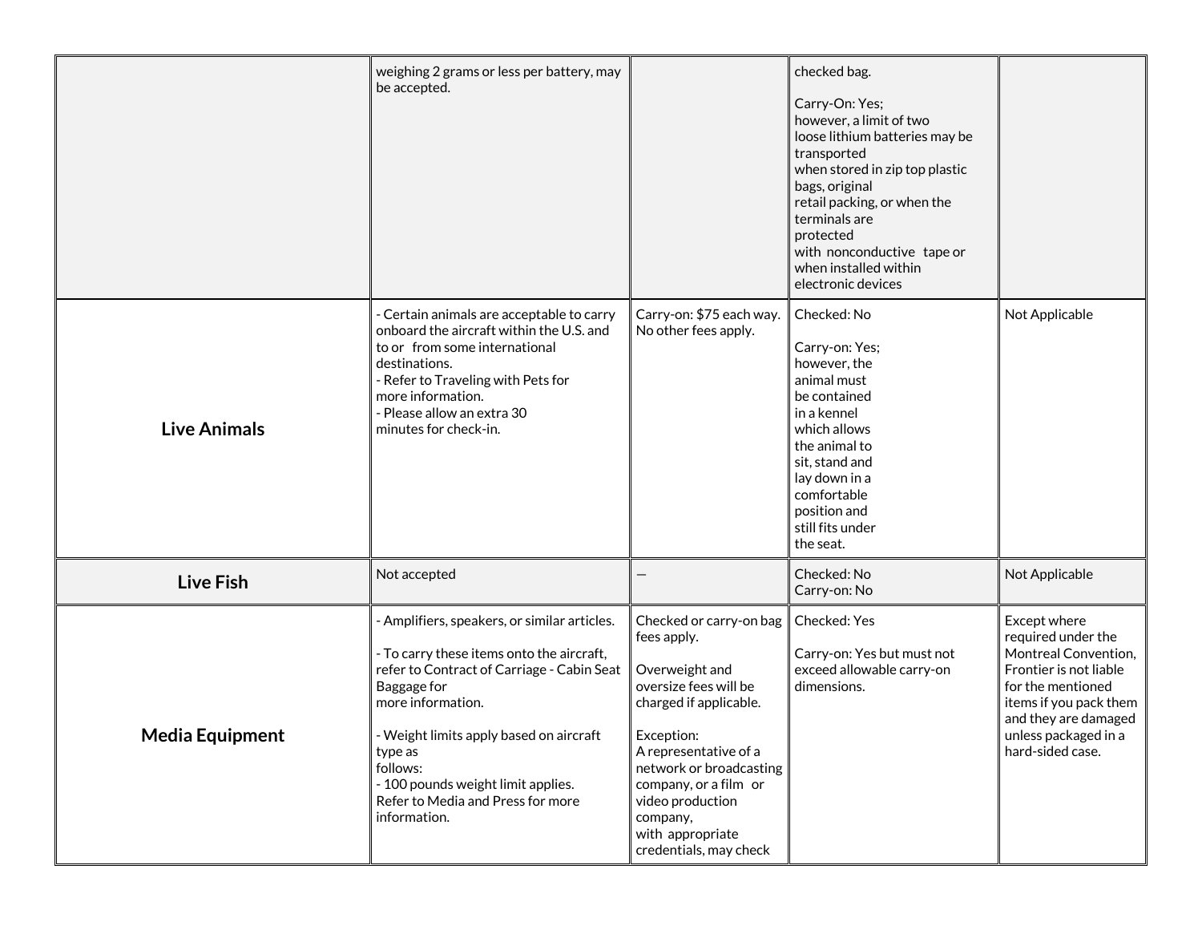| | | | | |
|---|---|---|---|---|
| | weighing 2 grams or less per battery, may be accepted. | | checked bag.<br><br>Carry-On: Yes; however, a limit of two loose lithium batteries may be transported when stored in zip top plastic bags, original retail packing, or when the terminals are protected with nonconductive tape or when installed within electronic devices | |
| **Live Animals** | - Certain animals are acceptable to carry onboard the aircraft within the U.S. and to or from some international destinations.<br>- Refer to Traveling with Pets for more information.<br>- Please allow an extra 30 minutes for check-in. | Carry-on: $75 each way. No other fees apply. | Checked: No<br><br>Carry-on: Yes; however, the animal must be contained in a kennel which allows the animal to sit, stand and lay down in a comfortable position and still fits under the seat. | Not Applicable |
| **Live Fish** | Not accepted | — | Checked: No<br>Carry-on: No | Not Applicable |
| **Media Equipment** | - Amplifiers, speakers, or similar articles.<br><br>- To carry these items onto the aircraft, refer to Contract of Carriage - Cabin Seat Baggage for more information.<br><br>- Weight limits apply based on aircraft type as follows:<br>- 100 pounds weight limit applies. Refer to Media and Press for more information. | Checked or carry-on bag fees apply.<br><br>Overweight and oversize fees will be charged if applicable.<br><br>Exception:<br>A representative of a network or broadcasting company, or a film or video production company, with appropriate credentials, may check | Checked: Yes<br><br>Carry-on: Yes but must not exceed allowable carry-on dimensions. | Except where required under the Montreal Convention, Frontier is not liable for the mentioned items if you pack them and they are damaged unless packaged in a hard-sided case. |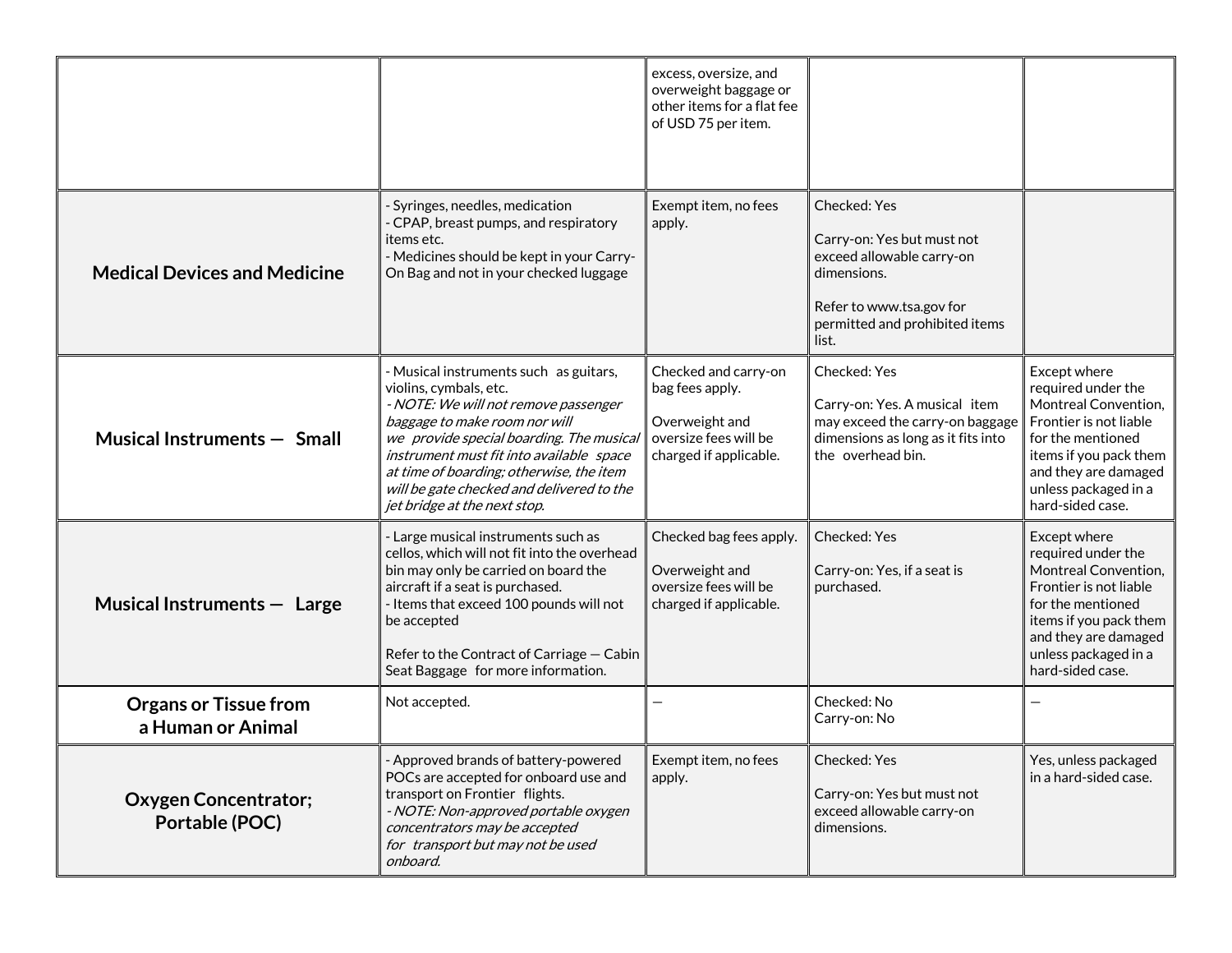| | | | | |
|---|---|---|---|---|
| | | excess, oversize, and overweight baggage or other items for a flat fee of USD 75 per item. | | |
| **Medical Devices and Medicine** | - Syringes, needles, medication<br>- CPAP, breast pumps, and respiratory items etc.<br>- Medicines should be kept in your Carry-On Bag and not in your checked luggage | Exempt item, no fees apply. | Checked: Yes<br><br>Carry-on: Yes but must not exceed allowable carry-on dimensions.<br><br>Refer to www.tsa.gov for permitted and prohibited items list. | |
| **Musical Instruments — Small** | - Musical instruments such as guitars, violins, cymbals, etc.<br>*- NOTE: We will not remove passenger baggage to make room nor will we provide special boarding. The musical instrument must fit into available space at time of boarding; otherwise, the item will be gate checked and delivered to the jet bridge at the next stop.* | Checked and carry-on bag fees apply.<br><br>Overweight and oversize fees will be charged if applicable. | Checked: Yes<br><br>Carry-on: Yes. A musical item may exceed the carry-on baggage dimensions as long as it fits into the overhead bin. | Except where required under the Montreal Convention, Frontier is not liable for the mentioned items if you pack them and they are damaged unless packaged in a hard-sided case. |
| **Musical Instruments — Large** | - Large musical instruments such as cellos, which will not fit into the overhead bin may only be carried on board the aircraft if a seat is purchased.<br>- Items that exceed 100 pounds will not be accepted<br><br>Refer to the Contract of Carriage — Cabin Seat Baggage for more information. | Checked bag fees apply.<br><br>Overweight and oversize fees will be charged if applicable. | Checked: Yes<br><br>Carry-on: Yes, if a seat is purchased. | Except where required under the Montreal Convention, Frontier is not liable for the mentioned items if you pack them and they are damaged unless packaged in a hard-sided case. |
| **Organs or Tissue from a Human or Animal** | Not accepted. | — | Checked: No<br>Carry-on: No | — |
| **Oxygen Concentrator; Portable (POC)** | - Approved brands of battery-powered POCs are accepted for onboard use and transport on Frontier flights.<br>*- NOTE: Non-approved portable oxygen concentrators may be accepted for transport but may not be used onboard.* | Exempt item, no fees apply. | Checked: Yes<br><br>Carry-on: Yes but must not exceed allowable carry-on dimensions. | Yes, unless packaged in a hard-sided case. |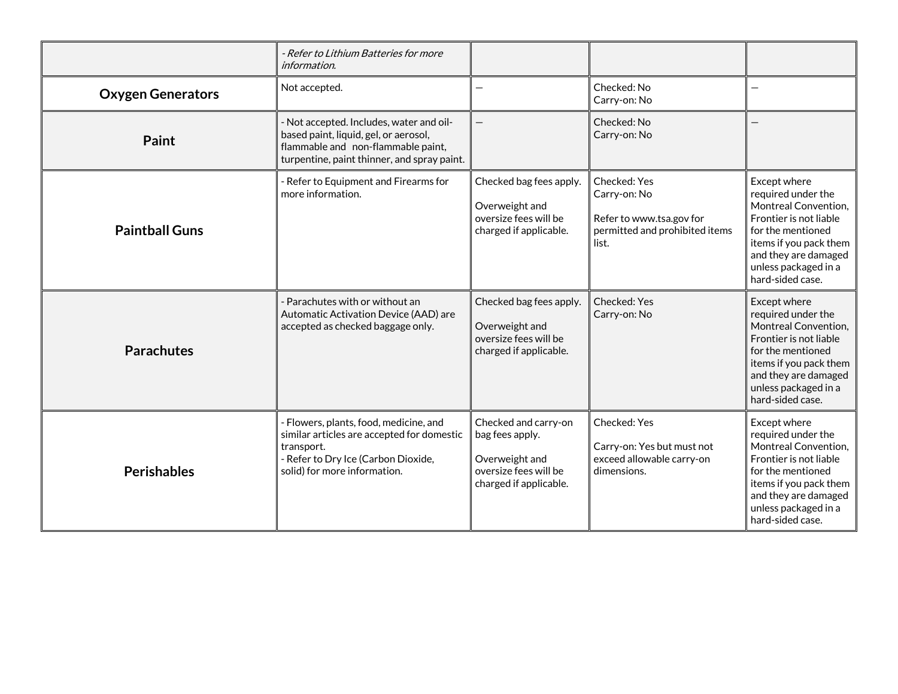| | | | | |
|---|---|---|---|---|
| | *- Refer to Lithium Batteries for more information.* | | | |
| **Oxygen Generators** | Not accepted. | — | Checked: No<br>Carry-on: No | — |
| **Paint** | - Not accepted. Includes, water and oil-based paint, liquid, gel, or aerosol, flammable and non-flammable paint, turpentine, paint thinner, and spray paint. | — | Checked: No<br>Carry-on: No | — |
| **Paintball Guns** | - Refer to Equipment and Firearms for more information. | Checked bag fees apply.<br><br>Overweight and oversize fees will be charged if applicable. | Checked: Yes<br>Carry-on: No<br><br>Refer to www.tsa.gov for permitted and prohibited items list. | Except where required under the Montreal Convention, Frontier is not liable for the mentioned items if you pack them and they are damaged unless packaged in a hard-sided case. |
| **Parachutes** | - Parachutes with or without an Automatic Activation Device (AAD) are accepted as checked baggage only. | Checked bag fees apply.<br><br>Overweight and oversize fees will be charged if applicable. | Checked: Yes<br>Carry-on: No | Except where required under the Montreal Convention, Frontier is not liable for the mentioned items if you pack them and they are damaged unless packaged in a hard-sided case. |
| **Perishables** | - Flowers, plants, food, medicine, and similar articles are accepted for domestic transport.<br>- Refer to Dry Ice (Carbon Dioxide, solid) for more information. | Checked and carry-on bag fees apply.<br><br>Overweight and oversize fees will be charged if applicable. | Checked: Yes<br><br>Carry-on: Yes but must not exceed allowable carry-on dimensions. | Except where required under the Montreal Convention, Frontier is not liable for the mentioned items if you pack them and they are damaged unless packaged in a hard-sided case. |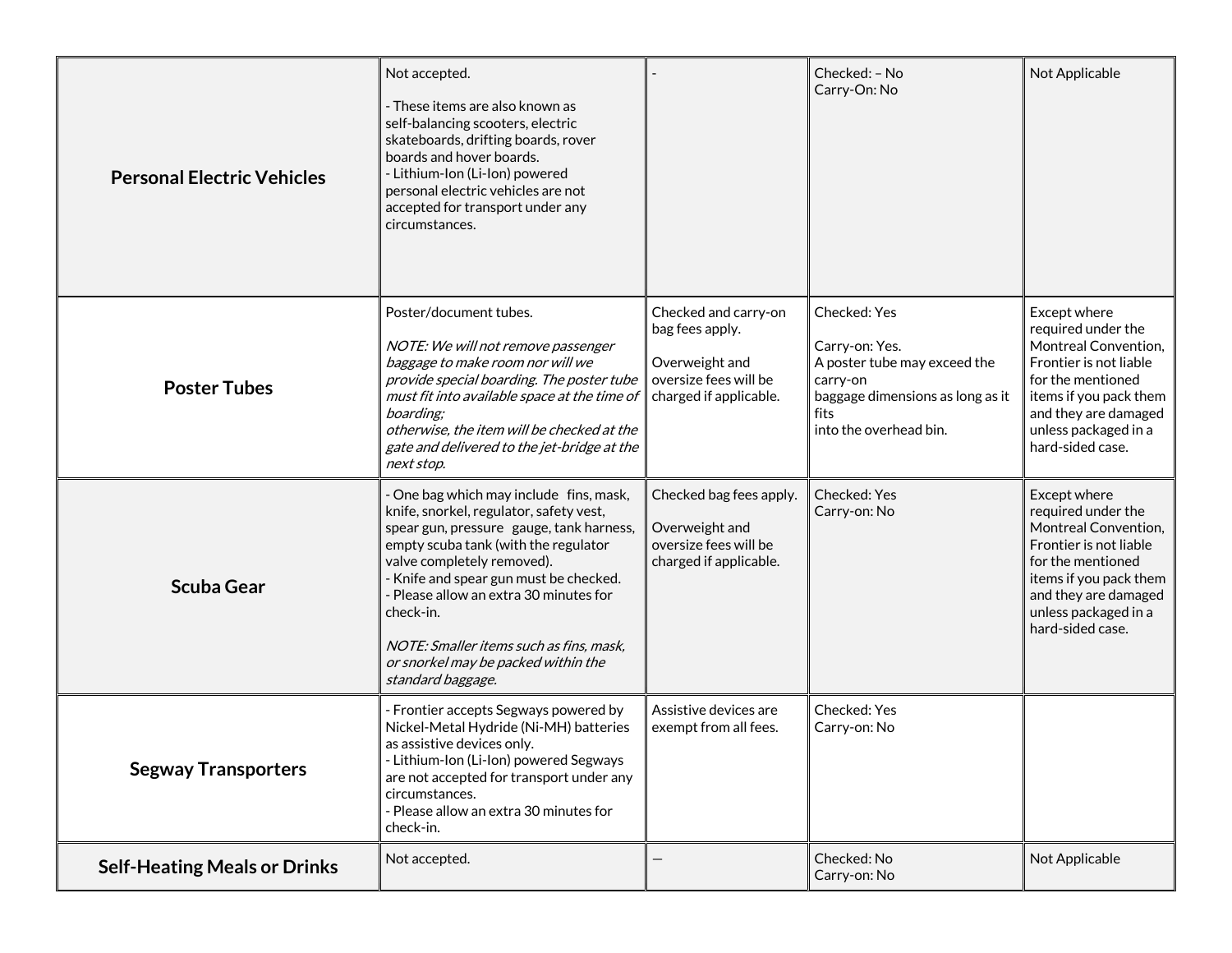| | | | | |
|---|---|---|---|---|
| **Personal Electric Vehicles** | Not accepted.<br><br>- These items are also known as self-balancing scooters, electric skateboards, drifting boards, rover boards and hover boards.<br>- Lithium-Ion (Li-Ion) powered personal electric vehicles are not accepted for transport under any circumstances. | - | Checked: – No<br>Carry-On: No | Not Applicable |
| **Poster Tubes** | Poster/document tubes.<br><br>*NOTE: We will not remove passenger baggage to make room nor will we provide special boarding. The poster tube must fit into available space at the time of boarding;*<br>*otherwise, the item will be checked at the gate and delivered to the jet-bridge at the next stop.* | Checked and carry-on bag fees apply.<br><br>Overweight and oversize fees will be charged if applicable. | Checked: Yes<br><br>Carry-on: Yes.<br>A poster tube may exceed the carry-on baggage dimensions as long as it fits into the overhead bin. | Except where required under the Montreal Convention, Frontier is not liable for the mentioned items if you pack them and they are damaged unless packaged in a hard-sided case. |
| **Scuba Gear** | - One bag which may include fins, mask, knife, snorkel, regulator, safety vest, spear gun, pressure gauge, tank harness, empty scuba tank (with the regulator valve completely removed).<br>- Knife and spear gun must be checked.<br>- Please allow an extra 30 minutes for check-in.<br><br>*NOTE: Smaller items such as fins, mask, or snorkel may be packed within the standard baggage.* | Checked bag fees apply.<br><br>Overweight and oversize fees will be charged if applicable. | Checked: Yes<br>Carry-on: No | Except where required under the Montreal Convention, Frontier is not liable for the mentioned items if you pack them and they are damaged unless packaged in a hard-sided case. |
| **Segway Transporters** | - Frontier accepts Segways powered by Nickel-Metal Hydride (Ni-MH) batteries as assistive devices only.<br>- Lithium-Ion (Li-Ion) powered Segways are not accepted for transport under any circumstances.<br>- Please allow an extra 30 minutes for check-in. | Assistive devices are exempt from all fees. | Checked: Yes<br>Carry-on: No | |
| **Self-Heating Meals or Drinks** | Not accepted. | — | Checked: No<br>Carry-on: No | Not Applicable |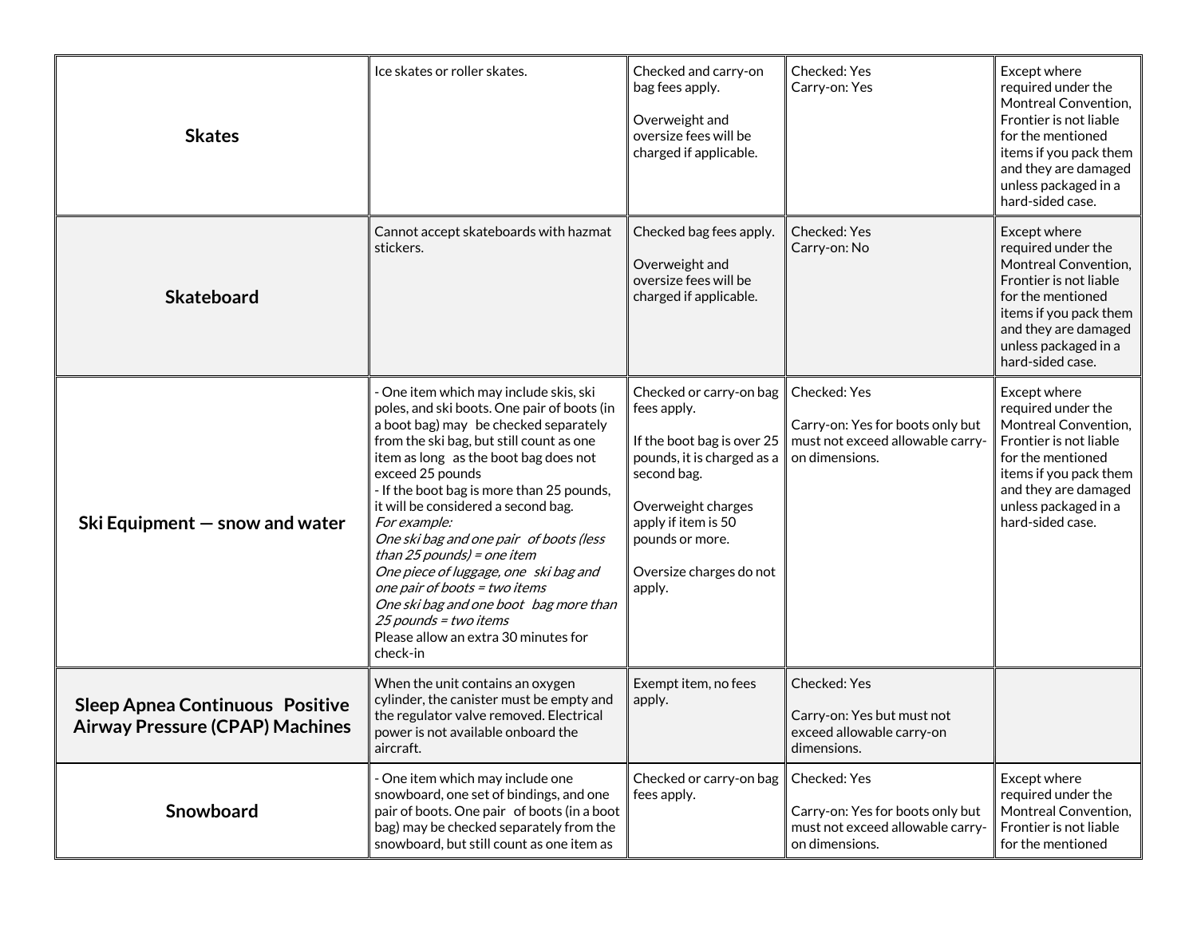| | | | | |
|---|---|---|---|---|
| **Skates** | Ice skates or roller skates. | Checked and carry-on bag fees apply.<br><br>Overweight and oversize fees will be charged if applicable. | Checked: Yes<br>Carry-on: Yes | Except where required under the Montreal Convention, Frontier is not liable for the mentioned items if you pack them and they are damaged unless packaged in a hard-sided case. |
| **Skateboard** | Cannot accept skateboards with hazmat stickers. | Checked bag fees apply.<br><br>Overweight and oversize fees will be charged if applicable. | Checked: Yes<br>Carry-on: No | Except where required under the Montreal Convention, Frontier is not liable for the mentioned items if you pack them and they are damaged unless packaged in a hard-sided case. |
| **Ski Equipment — snow and water** | - One item which may include skis, ski poles, and ski boots. One pair of boots (in a boot bag) may be checked separately from the ski bag, but still count as one item as long as the boot bag does not exceed 25 pounds<br>- If the boot bag is more than 25 pounds, it will be considered a second bag.<br>*For example:*<br>*One ski bag and one pair of boots (less than 25 pounds) = one item*<br>*One piece of luggage, one ski bag and one pair of boots = two items*<br>*One ski bag and one boot bag more than 25 pounds = two items*<br>Please allow an extra 30 minutes for check-in | Checked or carry-on bag fees apply.<br><br>If the boot bag is over 25 pounds, it is charged as a second bag.<br><br>Overweight charges apply if item is 50 pounds or more.<br><br>Oversize charges do not apply. | Checked: Yes<br><br>Carry-on: Yes for boots only but must not exceed allowable carry-on dimensions. | Except where required under the Montreal Convention, Frontier is not liable for the mentioned items if you pack them and they are damaged unless packaged in a hard-sided case. |
| **Sleep Apnea Continuous Positive Airway Pressure (CPAP) Machines** | When the unit contains an oxygen cylinder, the canister must be empty and the regulator valve removed. Electrical power is not available onboard the aircraft. | Exempt item, no fees apply. | Checked: Yes<br><br>Carry-on: Yes but must not exceed allowable carry-on dimensions. | |
| **Snowboard** | - One item which may include one snowboard, one set of bindings, and one pair of boots. One pair of boots (in a boot bag) may be checked separately from the snowboard, but still count as one item as | Checked or carry-on bag fees apply. | Checked: Yes<br><br>Carry-on: Yes for boots only but must not exceed allowable carry-on dimensions. | Except where required under the Montreal Convention, Frontier is not liable for the mentioned |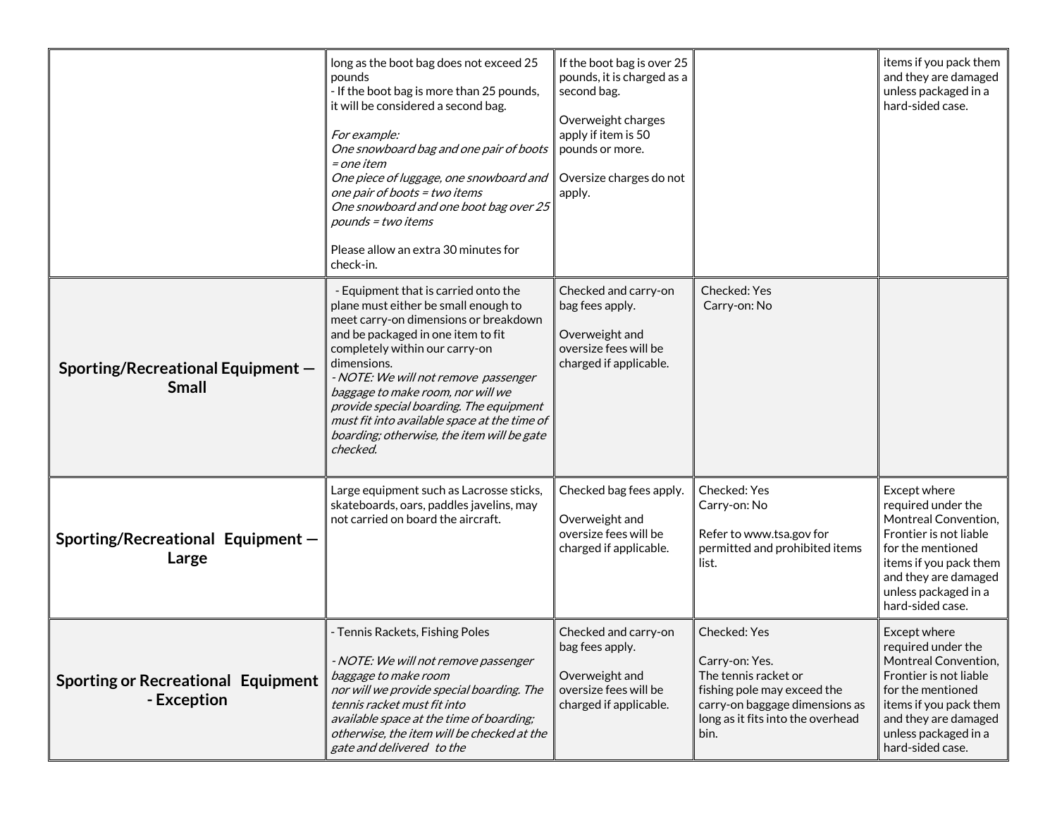| | | | | |
|---|---|---|---|---|
| | long as the boot bag does not exceed 25 pounds<br>- If the boot bag is more than 25 pounds, it will be considered a second bag.<br><br>*For example:*<br>*One snowboard bag and one pair of boots = one item*<br>*One piece of luggage, one snowboard and one pair of boots = two items*<br>*One snowboard and one boot bag over 25 pounds = two items*<br><br>Please allow an extra 30 minutes for check-in. | If the boot bag is over 25 pounds, it is charged as a second bag.<br><br>Overweight charges apply if item is 50 pounds or more.<br><br>Oversize charges do not apply. | | items if you pack them and they are damaged unless packaged in a hard-sided case. |
| **Sporting/Recreational Equipment — Small** | - Equipment that is carried onto the plane must either be small enough to meet carry-on dimensions or breakdown and be packaged in one item to fit completely within our carry-on dimensions.<br>*- NOTE: We will not remove passenger baggage to make room, nor will we provide special boarding. The equipment must fit into available space at the time of boarding; otherwise, the item will be gate checked.* | Checked and carry-on bag fees apply.<br><br>Overweight and oversize fees will be charged if applicable. | Checked: Yes<br>Carry-on: No | |
| **Sporting/Recreational Equipment — Large** | Large equipment such as Lacrosse sticks, skateboards, oars, paddles javelins, may not carried on board the aircraft. | Checked bag fees apply.<br><br>Overweight and oversize fees will be charged if applicable. | Checked: Yes<br>Carry-on: No<br><br>Refer to www.tsa.gov for permitted and prohibited items list. | Except where required under the Montreal Convention, Frontier is not liable for the mentioned items if you pack them and they are damaged unless packaged in a hard-sided case. |
| **Sporting or Recreational Equipment - Exception** | - Tennis Rackets, Fishing Poles<br><br>*- NOTE: We will not remove passenger baggage to make room nor will we provide special boarding. The tennis racket must fit into available space at the time of boarding; otherwise, the item will be checked at the gate and delivered to the* | Checked and carry-on bag fees apply.<br><br>Overweight and oversize fees will be charged if applicable. | Checked: Yes<br><br>Carry-on: Yes.<br>The tennis racket or fishing pole may exceed the carry-on baggage dimensions as long as it fits into the overhead bin. | Except where required under the Montreal Convention, Frontier is not liable for the mentioned items if you pack them and they are damaged unless packaged in a hard-sided case. |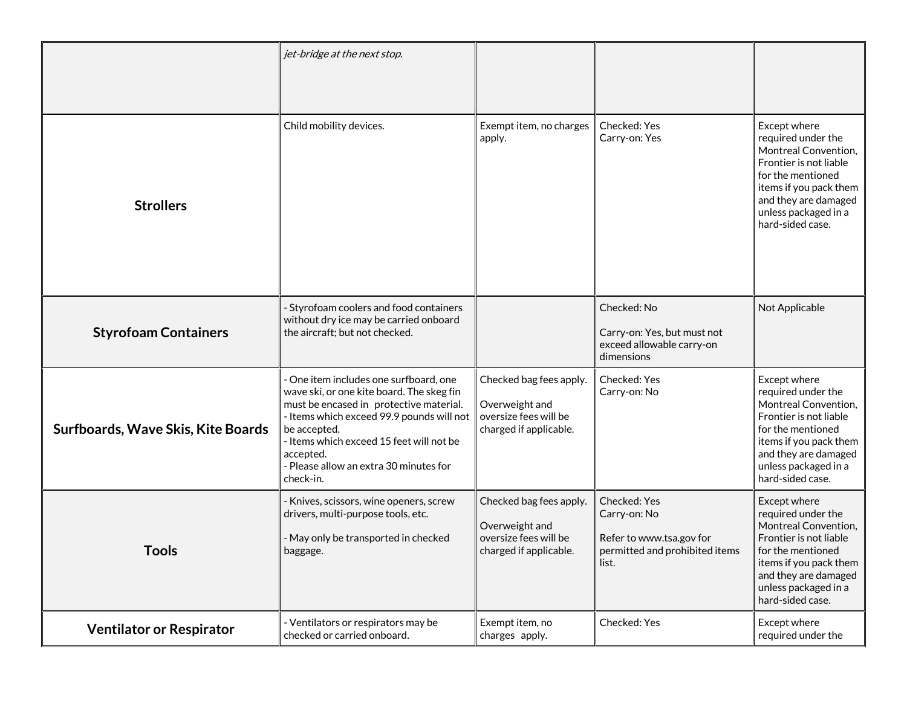|  |  |  |  |  |
|---|---|---|---|---|
|  | *jet-bridge at the next stop.* |  |  |  |
| **Strollers** | Child mobility devices. | Exempt item, no charges apply. | Checked: Yes<br>Carry-on: Yes | Except where required under the Montreal Convention, Frontier is not liable for the mentioned items if you pack them and they are damaged unless packaged in a hard-sided case. |
| **Styrofoam Containers** | - Styrofoam coolers and food containers without dry ice may be carried onboard the aircraft; but not checked. |  | Checked: No<br><br>Carry-on: Yes, but must not exceed allowable carry-on dimensions | Not Applicable |
| **Surfboards, Wave Skis, Kite Boards** | - One item includes one surfboard, one wave ski, or one kite board. The skeg fin must be encased in protective material.<br>- Items which exceed 99.9 pounds will not be accepted.<br>- Items which exceed 15 feet will not be accepted.<br>- Please allow an extra 30 minutes for check-in. | Checked bag fees apply.<br><br>Overweight and oversize fees will be charged if applicable. | Checked: Yes<br>Carry-on: No | Except where required under the Montreal Convention, Frontier is not liable for the mentioned items if you pack them and they are damaged unless packaged in a hard-sided case. |
| **Tools** | - Knives, scissors, wine openers, screw drivers, multi-purpose tools, etc.<br><br>- May only be transported in checked baggage. | Checked bag fees apply.<br><br>Overweight and oversize fees will be charged if applicable. | Checked: Yes<br>Carry-on: No<br><br>Refer to www.tsa.gov for permitted and prohibited items list. | Except where required under the Montreal Convention, Frontier is not liable for the mentioned items if you pack them and they are damaged unless packaged in a hard-sided case. |
| **Ventilator or Respirator** | - Ventilators or respirators may be checked or carried onboard. | Exempt item, no charges apply. | Checked: Yes | Except where required under the |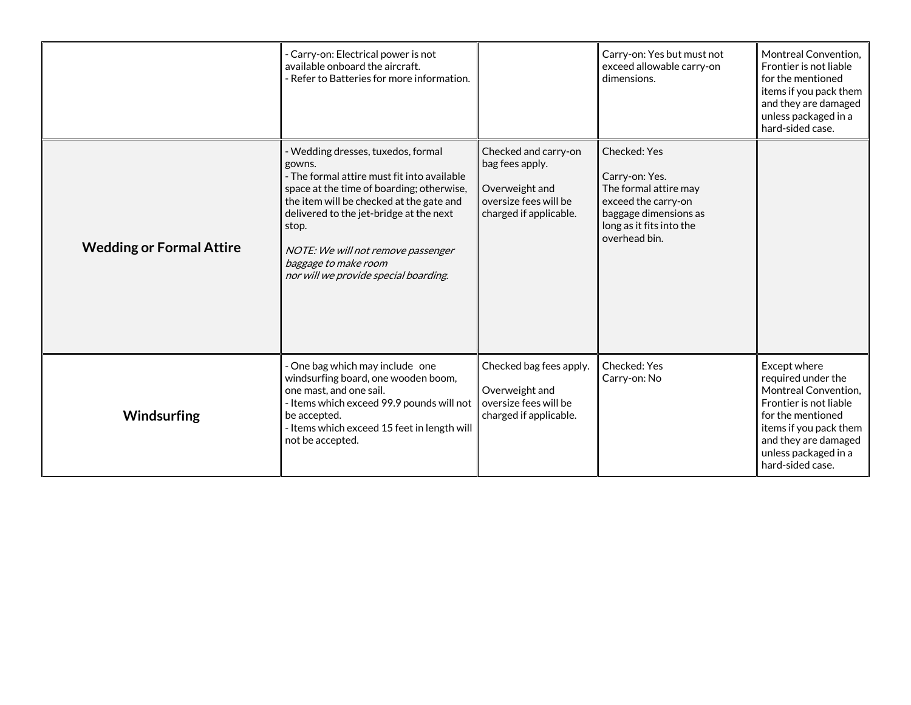| | | | | |
|---|---|---|---|---|
| | - Carry-on: Electrical power is not available onboard the aircraft.<br>- Refer to Batteries for more information. | | Carry-on: Yes but must not exceed allowable carry-on dimensions. | Montreal Convention, Frontier is not liable for the mentioned items if you pack them and they are damaged unless packaged in a hard-sided case. |
| **Wedding or Formal Attire** | - Wedding dresses, tuxedos, formal gowns.<br>- The formal attire must fit into available space at the time of boarding; otherwise, the item will be checked at the gate and delivered to the jet-bridge at the next stop.<br><br>*NOTE: We will not remove passenger baggage to make room nor will we provide special boarding.* | Checked and carry-on bag fees apply.<br><br>Overweight and oversize fees will be charged if applicable. | Checked: Yes<br><br>Carry-on: Yes.<br>The formal attire may exceed the carry-on baggage dimensions as long as it fits into the overhead bin. | |
| **Windsurfing** | - One bag which may include one windsurfing board, one wooden boom, one mast, and one sail.<br>- Items which exceed 99.9 pounds will not be accepted.<br>- Items which exceed 15 feet in length will not be accepted. | Checked bag fees apply.<br><br>Overweight and oversize fees will be charged if applicable. | Checked: Yes<br>Carry-on: No | Except where required under the Montreal Convention, Frontier is not liable for the mentioned items if you pack them and they are damaged unless packaged in a hard-sided case. |